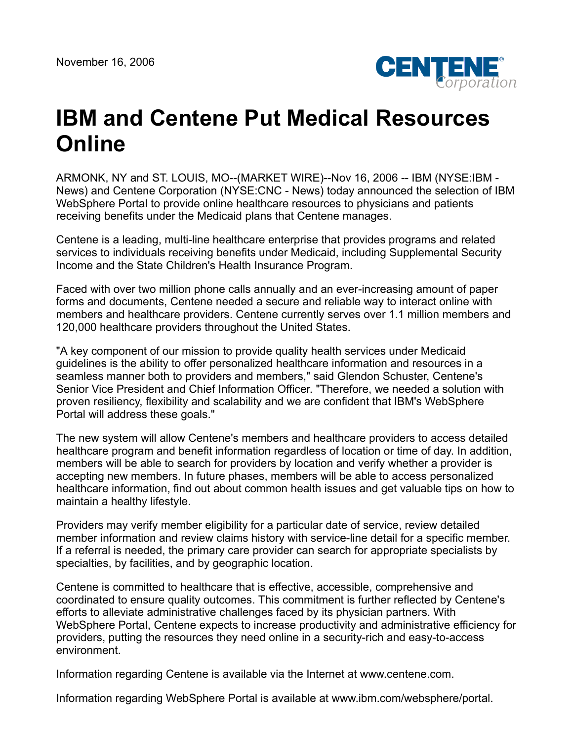November 16, 2006

# IBM and Centene Put Medical Resources Online

ARMONK, NY and ST. LOUIS, MO--(MARKET WIRE)--Nov 16, 2006 -- IBM (NYSE:IBM - News) and Centene Corporation (NYSE:CNC - News) today announced the selection of IBM WebSphere Portal to provide online healthcare resources to physicians and patients receiving benefits under the Medicaid plans that Centene manages.

Centene is a leading, multi-line healthcare enterprise that provides programs and related services to individuals receiving benefits under Medicaid, including Supplemental Security Income and the State Children's Health Insurance Program.

Faced with over two million phone calls annually and an ever-increasing amount of paper forms and documents, Centene needed a secure and reliable way to interact online with members and healthcare providers. Centene currently serves over 1.1 million members and 120,000 healthcare providers throughout the United States.

"A key component of our mission to provide quality health services under Medicaid guidelines is the ability to offer personalized healthcare information and resources in a seamless manner both to providers and members," said Glendon Schuster, Centene's Senior Vice President and Chief Information Officer. "Therefore, we needed a solution with proven resiliency, flexibility and scalability and we are confident that IBM's WebSphere Portal will address these goals."

The new system will allow Centene's members and healthcare providers to access detailed healthcare program and benefit information regardless of location or time of day. In addition, members will be able to search for providers by location and verify whether a provider is accepting new members. In future phases, members will be able to access personalized healthcare information, find out about common health issues and get valuable tips on how to maintain a healthy lifestyle.

Providers may verify member eligibility for a particular date of service, review detailed member information and review claims history with service-line detail for a specific member. If a referral is needed, the primary care provider can search for appropriate specialists by specialties, by facilities, and by geographic location.

Centene is committed to healthcare that is effective, accessible, comprehensive and coordinated to ensure quality outcomes. This commitment is further reflected by Centene's efforts to alleviate administrative challenges faced by its physician partners. With WebSphere Portal, Centene expects to increase productivity and administrative efficiency for providers, putting the resources they need online in a security-rich and easy-to-access environment.

Information regarding Centene is available via the Internet at www.centene.com.

Information regarding WebSphere Portal is available at www.ibm.com/websphere/portal.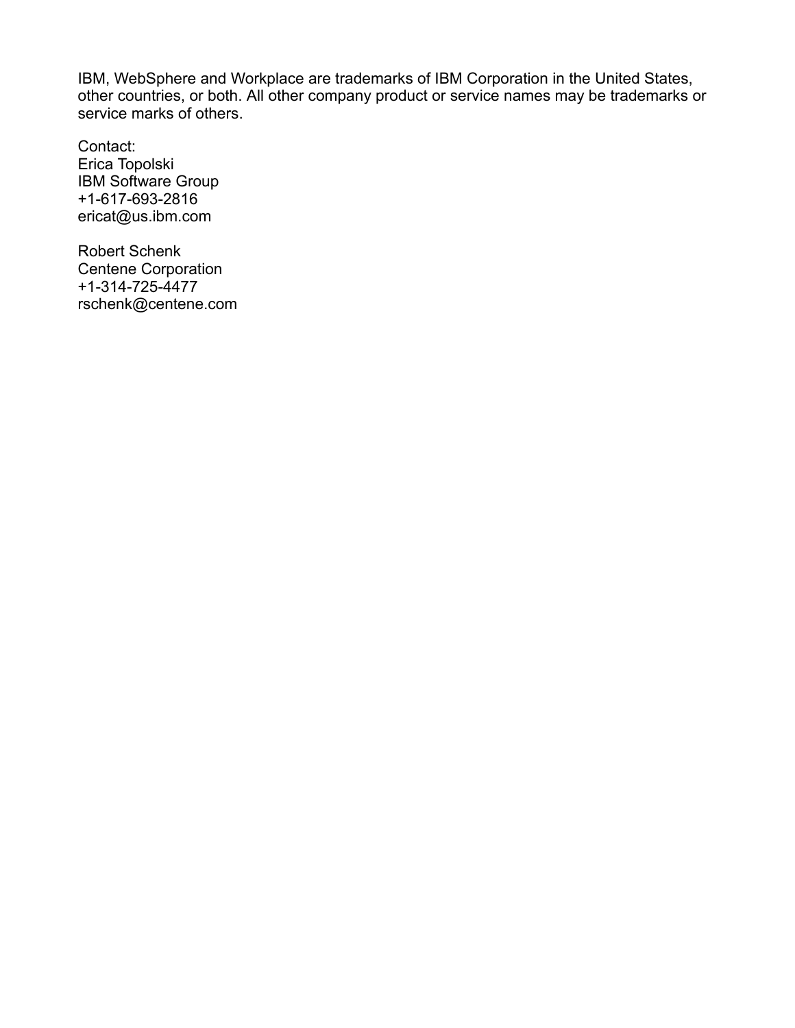IBM, WebSphere and Workplace are trademarks of IBM Corporation in the United States, other countries, or both. All other company product or service names may be trademarks or service marks of others.

Contact:
Erica Topolski
IBM Software Group
+1-617-693-2816
ericat@us.ibm.com

Robert Schenk
Centene Corporation
+1-314-725-4477
rschenk@centene.com